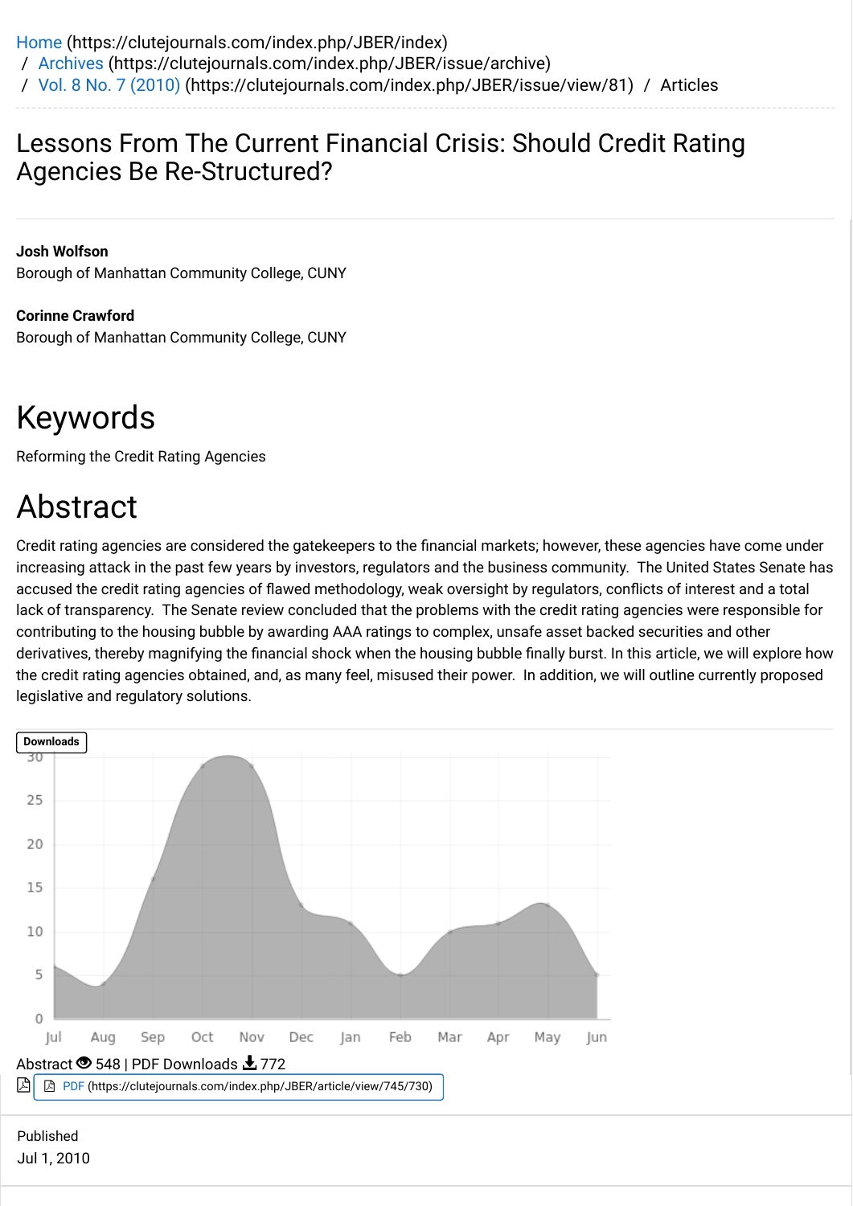Home (https://clutejournals.com/index.php/JBER/index) / Archives (https://clutejournals.com/index.php/JBER/issue/archive) / Vol. 8 No. 7 (2010) (https://clutejournals.com/index.php/JBER/issue/view/81) / Articles

# Lessons From The Current Financial Crisis: Should Credit Rating Agencies Be Re-Structured?

**Josh Wolfson**
Borough of Manhattan Community College, CUNY

**Corinne Crawford**
Borough of Manhattan Community College, CUNY

## Keywords

Reforming the Credit Rating Agencies

## Abstract

Credit rating agencies are considered the gatekeepers to the financial markets; however, these agencies have come under increasing attack in the past few years by investors, regulators and the business community. The United States Senate has accused the credit rating agencies of flawed methodology, weak oversight by regulators, conflicts of interest and a total lack of transparency. The Senate review concluded that the problems with the credit rating agencies were responsible for contributing to the housing bubble by awarding AAA ratings to complex, unsafe asset backed securities and other derivatives, thereby magnifying the financial shock when the housing bubble finally burst. In this article, we will explore how the credit rating agencies obtained, and, as many feel, misused their power. In addition, we will outline currently proposed legislative and regulatory solutions.

Downloads

Abstract 548 | PDF Downloads 772

PDF (https://clutejournals.com/index.php/JBER/article/view/745/730)

Published
Jul 1, 2010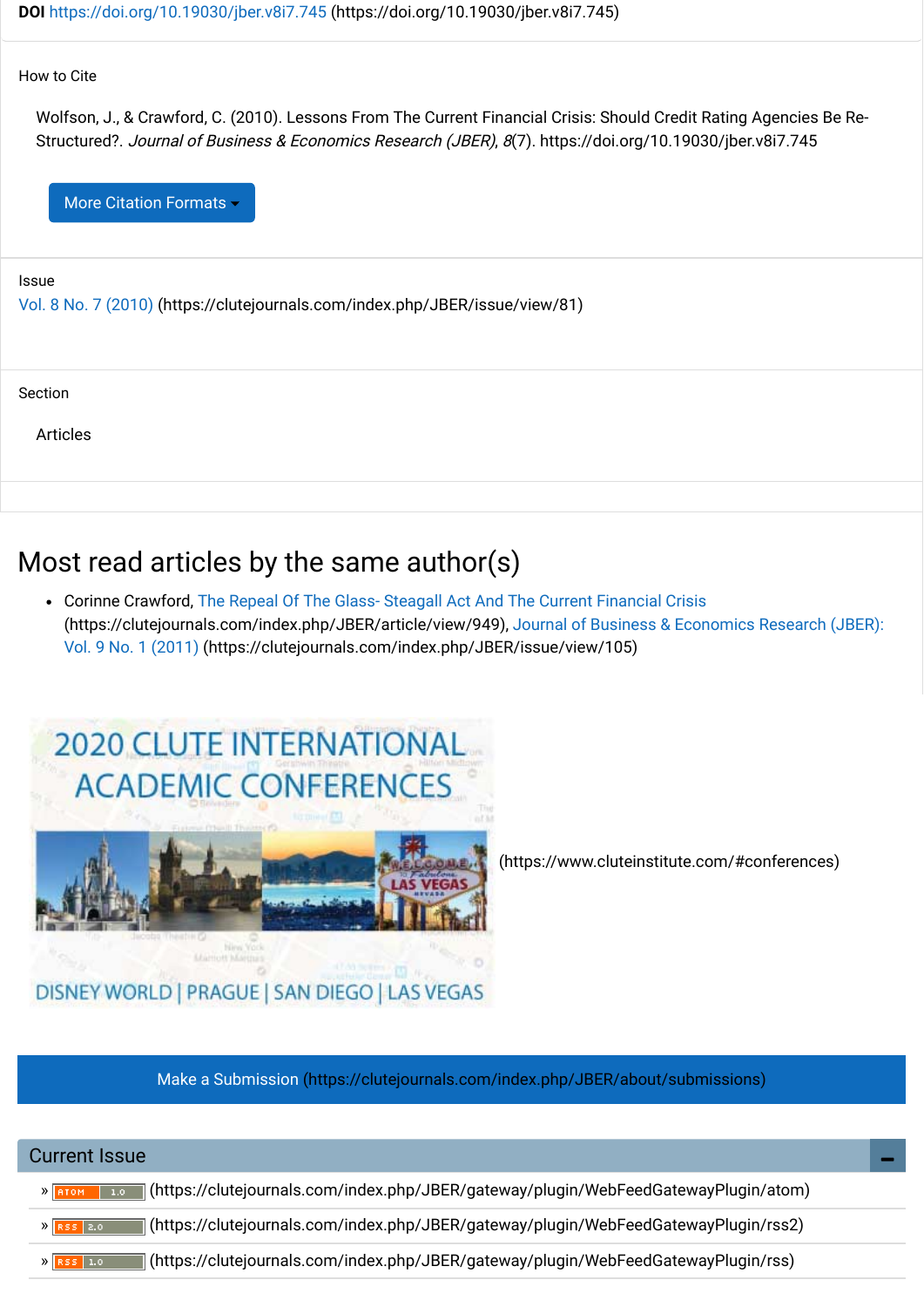**DOI** https://doi.org/10.19030/jber.v8i7.745 (https://doi.org/10.19030/jber.v8i7.745)

How to Cite

Wolfson, J., & Crawford, C. (2010). Lessons From The Current Financial Crisis: Should Credit Rating Agencies Be Re-Structured?. *Journal of Business & Economics Research (JBER)*, *8*(7). https://doi.org/10.19030/jber.v8i7.745

More Citation Formats

Issue

Vol. 8 No. 7 (2010) (https://clutejournals.com/index.php/JBER/issue/view/81)

Section

Articles

# Most read articles by the same author(s)

- Corinne Crawford, The Repeal Of The Glass- Steagall Act And The Current Financial Crisis (https://clutejournals.com/index.php/JBER/article/view/949), Journal of Business & Economics Research (JBER): Vol. 9 No. 1 (2011) (https://clutejournals.com/index.php/JBER/issue/view/105)

(https://www.cluteinstitute.com/#conferences)

Make a Submission (https://clutejournals.com/index.php/JBER/about/submissions)

Current Issue

» (https://clutejournals.com/index.php/JBER/gateway/plugin/WebFeedGatewayPlugin/atom)

» (https://clutejournals.com/index.php/JBER/gateway/plugin/WebFeedGatewayPlugin/rss2)

» (https://clutejournals.com/index.php/JBER/gateway/plugin/WebFeedGatewayPlugin/rss)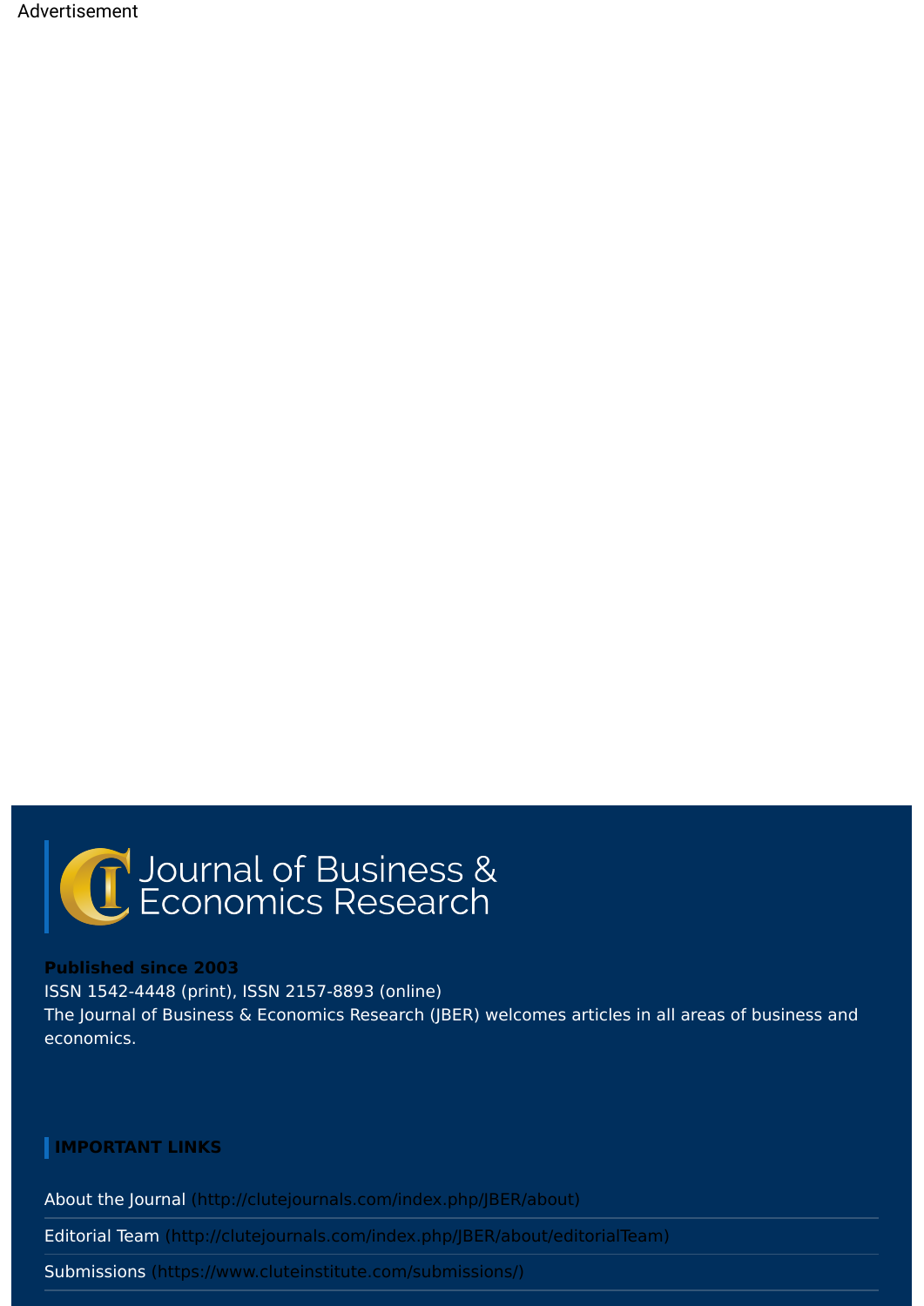Advertisement

Journal of Business & Economics Research

**Published since 2003**

ISSN 1542-4448 (print), ISSN 2157-8893 (online)

The Journal of Business & Economics Research (JBER) welcomes articles in all areas of business and economics.

## IMPORTANT LINKS

About the Journal (http://clutejournals.com/index.php/JBER/about)

Editorial Team (http://clutejournals.com/index.php/JBER/about/editorialTeam)

Submissions (https://www.cluteinstitute.com/submissions/)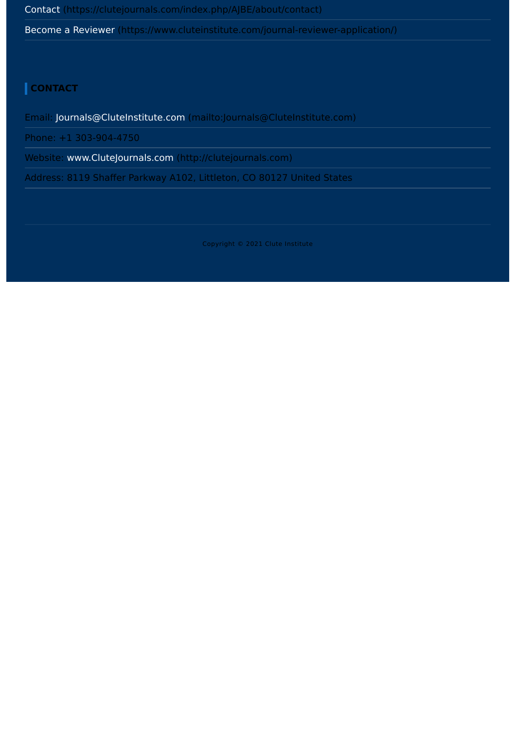Contact (https://clutejournals.com/index.php/AJBE/about/contact)

Become a Reviewer (https://www.cluteinstitute.com/journal-reviewer-application/)

## CONTACT

Email: Journals@CluteInstitute.com (mailto:Journals@CluteInstitute.com)

Phone: +1 303-904-4750

Website: www.CluteJournals.com (http://clutejournals.com)

Address: 8119 Shaffer Parkway A102, Littleton, CO 80127 United States

Copyright © 2021 Clute Institute